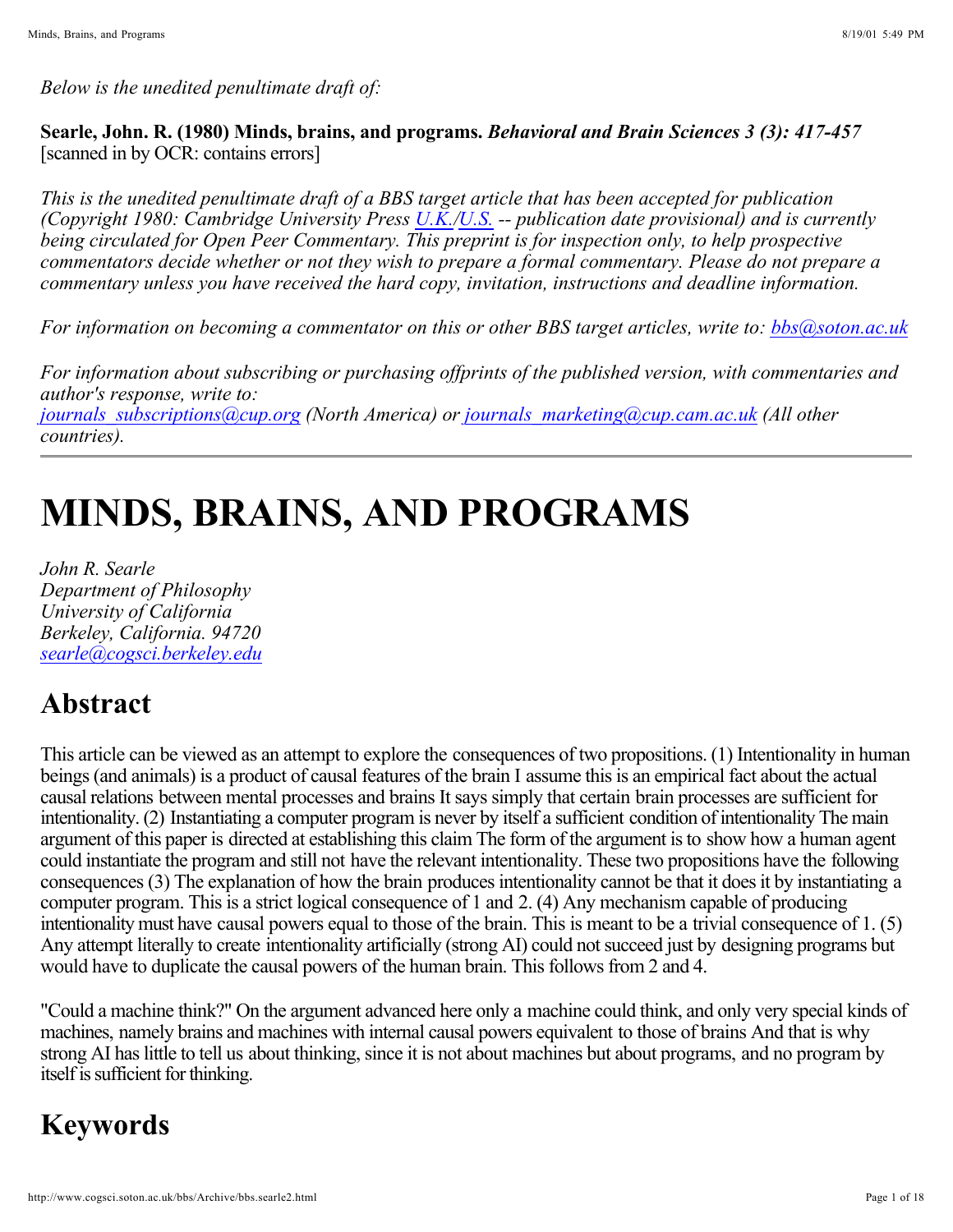*Below is the unedited penultimate draft of:*

**Searle, John. R. (1980) Minds, brains, and programs.** ***Behavioral and Brain Sciences 3 (3): 417-457*** [scanned in by OCR: contains errors]

*This is the unedited penultimate draft of a BBS target article that has been accepted for publication (Copyright 1980: Cambridge University Press U.K./U.S. -- publication date provisional) and is currently being circulated for Open Peer Commentary. This preprint is for inspection only, to help prospective commentators decide whether or not they wish to prepare a formal commentary. Please do not prepare a commentary unless you have received the hard copy, invitation, instructions and deadline information.*

*For information on becoming a commentator on this or other BBS target articles, write to: bbs@soton.ac.uk*

*For information about subscribing or purchasing offprints of the published version, with commentaries and author's response, write to: journals_subscriptions@cup.org (North America) or journals_marketing@cup.cam.ac.uk (All other countries).*

---

# MINDS, BRAINS, AND PROGRAMS

*John R. Searle*
*Department of Philosophy*
*University of California*
*Berkeley, California. 94720*
*searle@cogsci.berkeley.edu*

## Abstract

This article can be viewed as an attempt to explore the consequences of two propositions. (1) Intentionality in human beings (and animals) is a product of causal features of the brain I assume this is an empirical fact about the actual causal relations between mental processes and brains It says simply that certain brain processes are sufficient for intentionality. (2) Instantiating a computer program is never by itself a sufficient condition of intentionality The main argument of this paper is directed at establishing this claim The form of the argument is to show how a human agent could instantiate the program and still not have the relevant intentionality. These two propositions have the following consequences (3) The explanation of how the brain produces intentionality cannot be that it does it by instantiating a computer program. This is a strict logical consequence of 1 and 2. (4) Any mechanism capable of producing intentionality must have causal powers equal to those of the brain. This is meant to be a trivial consequence of 1. (5) Any attempt literally to create intentionality artificially (strong AI) could not succeed just by designing programs but would have to duplicate the causal powers of the human brain. This follows from 2 and 4.

"Could a machine think?" On the argument advanced here only a machine could think, and only very special kinds of machines, namely brains and machines with internal causal powers equivalent to those of brains And that is why strong AI has little to tell us about thinking, since it is not about machines but about programs, and no program by itself is sufficient for thinking.

## Keywords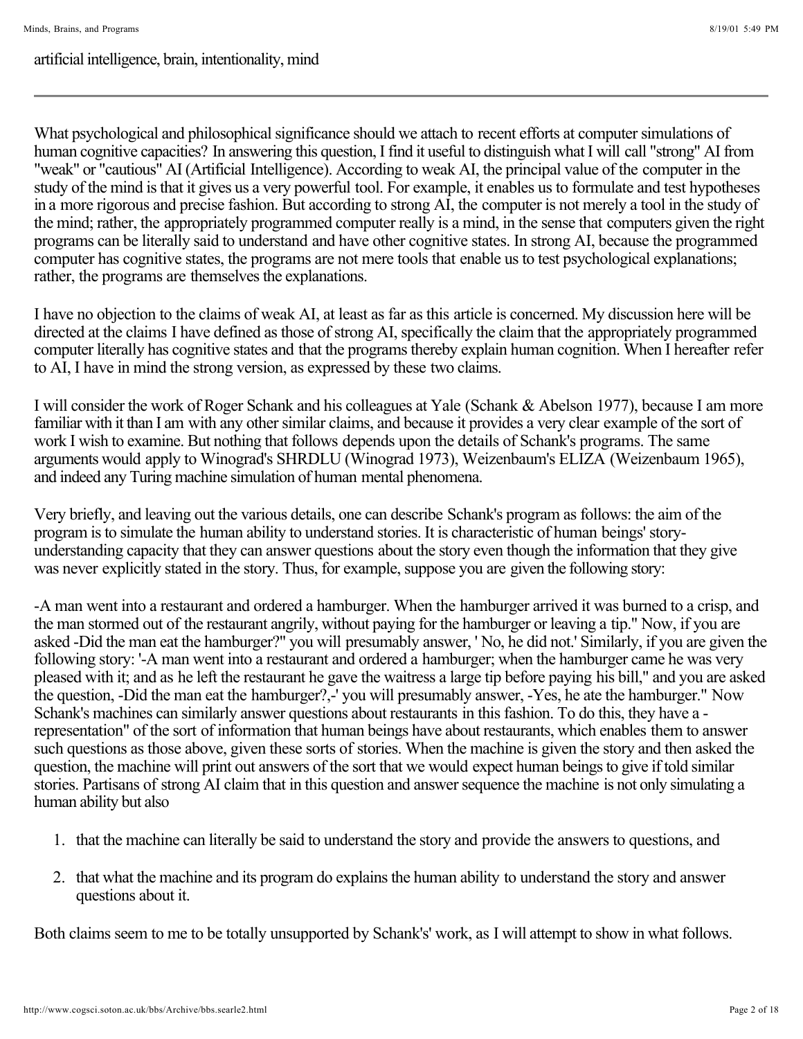artificial intelligence, brain, intentionality, mind

---

What psychological and philosophical significance should we attach to recent efforts at computer simulations of human cognitive capacities? In answering this question, I find it useful to distinguish what I will call "strong" AI from "weak" or "cautious" AI (Artificial Intelligence). According to weak AI, the principal value of the computer in the study of the mind is that it gives us a very powerful tool. For example, it enables us to formulate and test hypotheses in a more rigorous and precise fashion. But according to strong AI, the computer is not merely a tool in the study of the mind; rather, the appropriately programmed computer really is a mind, in the sense that computers given the right programs can be literally said to understand and have other cognitive states. In strong AI, because the programmed computer has cognitive states, the programs are not mere tools that enable us to test psychological explanations; rather, the programs are themselves the explanations.

I have no objection to the claims of weak AI, at least as far as this article is concerned. My discussion here will be directed at the claims I have defined as those of strong AI, specifically the claim that the appropriately programmed computer literally has cognitive states and that the programs thereby explain human cognition. When I hereafter refer to AI, I have in mind the strong version, as expressed by these two claims.

I will consider the work of Roger Schank and his colleagues at Yale (Schank & Abelson 1977), because I am more familiar with it than I am with any other similar claims, and because it provides a very clear example of the sort of work I wish to examine. But nothing that follows depends upon the details of Schank's programs. The same arguments would apply to Winograd's SHRDLU (Winograd 1973), Weizenbaum's ELIZA (Weizenbaum 1965), and indeed any Turing machine simulation of human mental phenomena.

Very briefly, and leaving out the various details, one can describe Schank's program as follows: the aim of the program is to simulate the human ability to understand stories. It is characteristic of human beings' story-understanding capacity that they can answer questions about the story even though the information that they give was never explicitly stated in the story. Thus, for example, suppose you are given the following story:

-A man went into a restaurant and ordered a hamburger. When the hamburger arrived it was burned to a crisp, and the man stormed out of the restaurant angrily, without paying for the hamburger or leaving a tip." Now, if you are asked -Did the man eat the hamburger?" you will presumably answer, ' No, he did not.' Similarly, if you are given the following story: '-A man went into a restaurant and ordered a hamburger; when the hamburger came he was very pleased with it; and as he left the restaurant he gave the waitress a large tip before paying his bill," and you are asked the question, -Did the man eat the hamburger?,-' you will presumably answer, -Yes, he ate the hamburger." Now Schank's machines can similarly answer questions about restaurants in this fashion. To do this, they have a -representation" of the sort of information that human beings have about restaurants, which enables them to answer such questions as those above, given these sorts of stories. When the machine is given the story and then asked the question, the machine will print out answers of the sort that we would expect human beings to give if told similar stories. Partisans of strong AI claim that in this question and answer sequence the machine is not only simulating a human ability but also

1. that the machine can literally be said to understand the story and provide the answers to questions, and
2. that what the machine and its program do explains the human ability to understand the story and answer questions about it.

Both claims seem to me to be totally unsupported by Schank's' work, as I will attempt to show in what follows.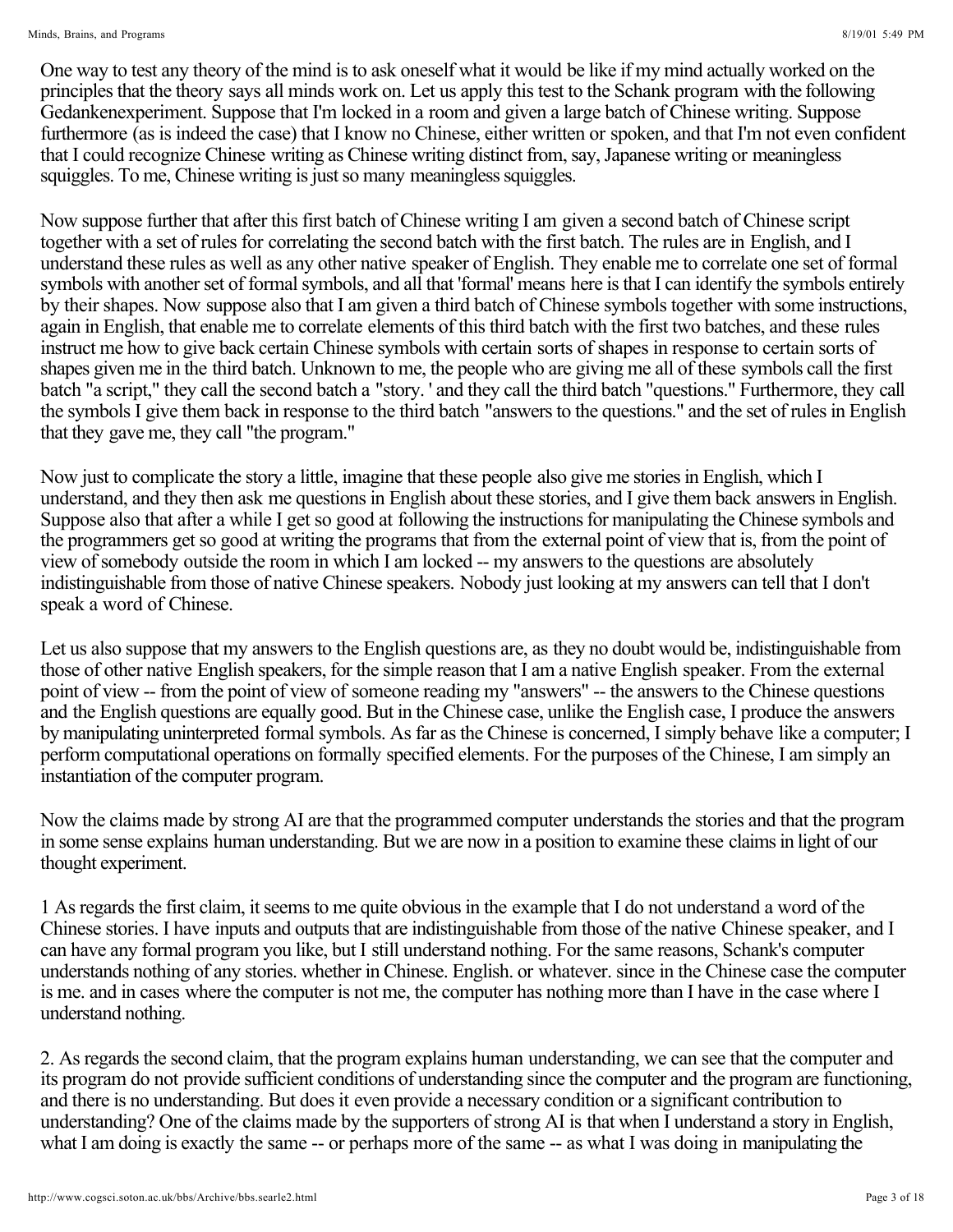One way to test any theory of the mind is to ask oneself what it would be like if my mind actually worked on the principles that the theory says all minds work on. Let us apply this test to the Schank program with the following Gedankenexperiment. Suppose that I'm locked in a room and given a large batch of Chinese writing. Suppose furthermore (as is indeed the case) that I know no Chinese, either written or spoken, and that I'm not even confident that I could recognize Chinese writing as Chinese writing distinct from, say, Japanese writing or meaningless squiggles. To me, Chinese writing is just so many meaningless squiggles.

Now suppose further that after this first batch of Chinese writing I am given a second batch of Chinese script together with a set of rules for correlating the second batch with the first batch. The rules are in English, and I understand these rules as well as any other native speaker of English. They enable me to correlate one set of formal symbols with another set of formal symbols, and all that 'formal' means here is that I can identify the symbols entirely by their shapes. Now suppose also that I am given a third batch of Chinese symbols together with some instructions, again in English, that enable me to correlate elements of this third batch with the first two batches, and these rules instruct me how to give back certain Chinese symbols with certain sorts of shapes in response to certain sorts of shapes given me in the third batch. Unknown to me, the people who are giving me all of these symbols call the first batch "a script," they call the second batch a "story. ' and they call the third batch "questions." Furthermore, they call the symbols I give them back in response to the third batch "answers to the questions." and the set of rules in English that they gave me, they call "the program."

Now just to complicate the story a little, imagine that these people also give me stories in English, which I understand, and they then ask me questions in English about these stories, and I give them back answers in English. Suppose also that after a while I get so good at following the instructions for manipulating the Chinese symbols and the programmers get so good at writing the programs that from the external point of view that is, from the point of view of somebody outside the room in which I am locked -- my answers to the questions are absolutely indistinguishable from those of native Chinese speakers. Nobody just looking at my answers can tell that I don't speak a word of Chinese.

Let us also suppose that my answers to the English questions are, as they no doubt would be, indistinguishable from those of other native English speakers, for the simple reason that I am a native English speaker. From the external point of view -- from the point of view of someone reading my "answers" -- the answers to the Chinese questions and the English questions are equally good. But in the Chinese case, unlike the English case, I produce the answers by manipulating uninterpreted formal symbols. As far as the Chinese is concerned, I simply behave like a computer; I perform computational operations on formally specified elements. For the purposes of the Chinese, I am simply an instantiation of the computer program.

Now the claims made by strong AI are that the programmed computer understands the stories and that the program in some sense explains human understanding. But we are now in a position to examine these claims in light of our thought experiment.

1 As regards the first claim, it seems to me quite obvious in the example that I do not understand a word of the Chinese stories. I have inputs and outputs that are indistinguishable from those of the native Chinese speaker, and I can have any formal program you like, but I still understand nothing. For the same reasons, Schank's computer understands nothing of any stories. whether in Chinese. English. or whatever. since in the Chinese case the computer is me. and in cases where the computer is not me, the computer has nothing more than I have in the case where I understand nothing.

2. As regards the second claim, that the program explains human understanding, we can see that the computer and its program do not provide sufficient conditions of understanding since the computer and the program are functioning, and there is no understanding. But does it even provide a necessary condition or a significant contribution to understanding? One of the claims made by the supporters of strong AI is that when I understand a story in English, what I am doing is exactly the same -- or perhaps more of the same -- as what I was doing in manipulating the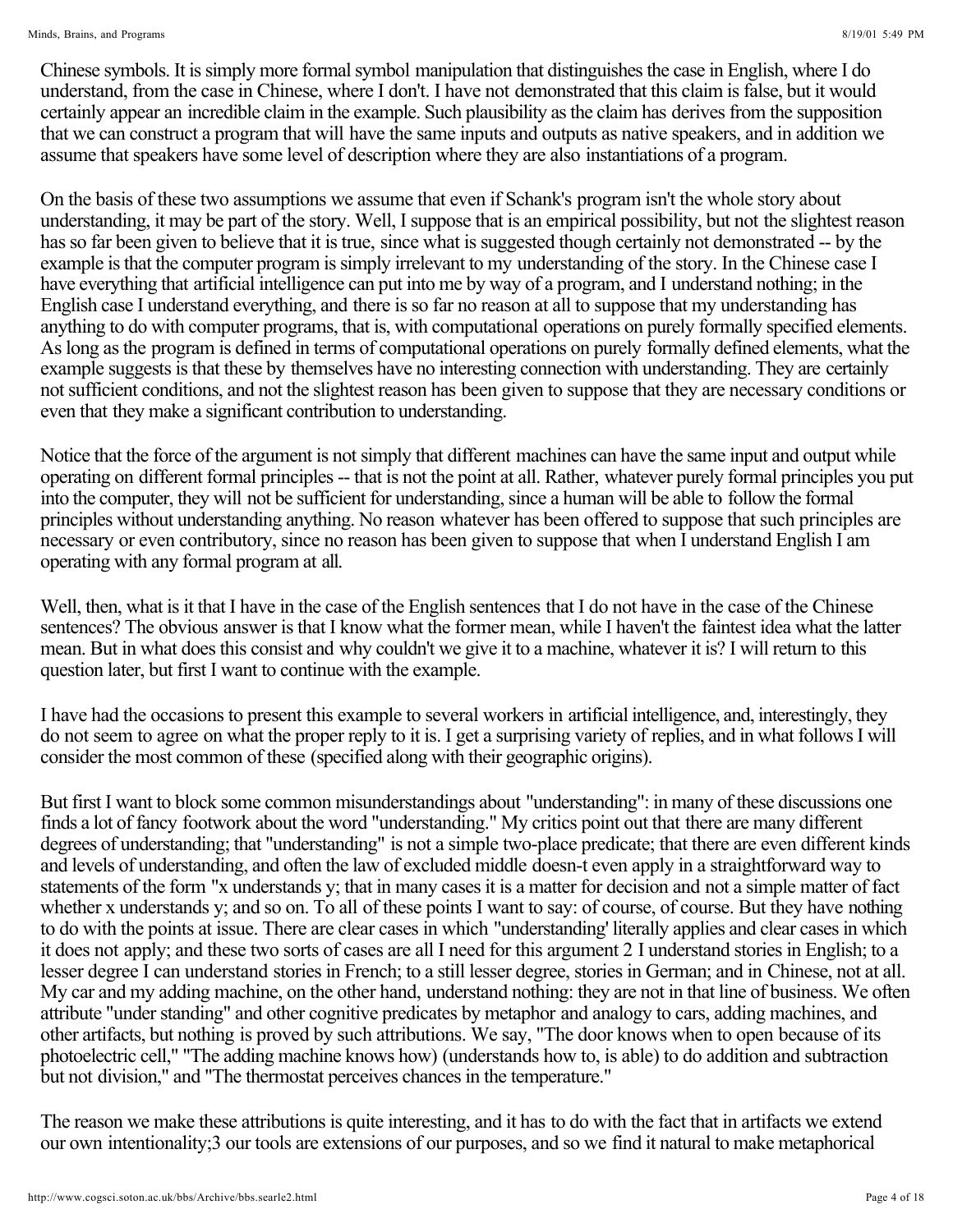Chinese symbols. It is simply more formal symbol manipulation that distinguishes the case in English, where I do understand, from the case in Chinese, where I don't. I have not demonstrated that this claim is false, but it would certainly appear an incredible claim in the example. Such plausibility as the claim has derives from the supposition that we can construct a program that will have the same inputs and outputs as native speakers, and in addition we assume that speakers have some level of description where they are also instantiations of a program.

On the basis of these two assumptions we assume that even if Schank's program isn't the whole story about understanding, it may be part of the story. Well, I suppose that is an empirical possibility, but not the slightest reason has so far been given to believe that it is true, since what is suggested though certainly not demonstrated -- by the example is that the computer program is simply irrelevant to my understanding of the story. In the Chinese case I have everything that artificial intelligence can put into me by way of a program, and I understand nothing; in the English case I understand everything, and there is so far no reason at all to suppose that my understanding has anything to do with computer programs, that is, with computational operations on purely formally specified elements. As long as the program is defined in terms of computational operations on purely formally defined elements, what the example suggests is that these by themselves have no interesting connection with understanding. They are certainly not sufficient conditions, and not the slightest reason has been given to suppose that they are necessary conditions or even that they make a significant contribution to understanding.

Notice that the force of the argument is not simply that different machines can have the same input and output while operating on different formal principles -- that is not the point at all. Rather, whatever purely formal principles you put into the computer, they will not be sufficient for understanding, since a human will be able to follow the formal principles without understanding anything. No reason whatever has been offered to suppose that such principles are necessary or even contributory, since no reason has been given to suppose that when I understand English I am operating with any formal program at all.

Well, then, what is it that I have in the case of the English sentences that I do not have in the case of the Chinese sentences? The obvious answer is that I know what the former mean, while I haven't the faintest idea what the latter mean. But in what does this consist and why couldn't we give it to a machine, whatever it is? I will return to this question later, but first I want to continue with the example.

I have had the occasions to present this example to several workers in artificial intelligence, and, interestingly, they do not seem to agree on what the proper reply to it is. I get a surprising variety of replies, and in what follows I will consider the most common of these (specified along with their geographic origins).

But first I want to block some common misunderstandings about "understanding": in many of these discussions one finds a lot of fancy footwork about the word "understanding." My critics point out that there are many different degrees of understanding; that "understanding" is not a simple two-place predicate; that there are even different kinds and levels of understanding, and often the law of excluded middle doesn-t even apply in a straightforward way to statements of the form "x understands y; that in many cases it is a matter for decision and not a simple matter of fact whether x understands y; and so on. To all of these points I want to say: of course, of course. But they have nothing to do with the points at issue. There are clear cases in which "understanding' literally applies and clear cases in which it does not apply; and these two sorts of cases are all I need for this argument 2 I understand stories in English; to a lesser degree I can understand stories in French; to a still lesser degree, stories in German; and in Chinese, not at all. My car and my adding machine, on the other hand, understand nothing: they are not in that line of business. We often attribute "under standing" and other cognitive predicates by metaphor and analogy to cars, adding machines, and other artifacts, but nothing is proved by such attributions. We say, "The door knows when to open because of its photoelectric cell," "The adding machine knows how) (understands how to, is able) to do addition and subtraction but not division," and "The thermostat perceives chances in the temperature."

The reason we make these attributions is quite interesting, and it has to do with the fact that in artifacts we extend our own intentionality;3 our tools are extensions of our purposes, and so we find it natural to make metaphorical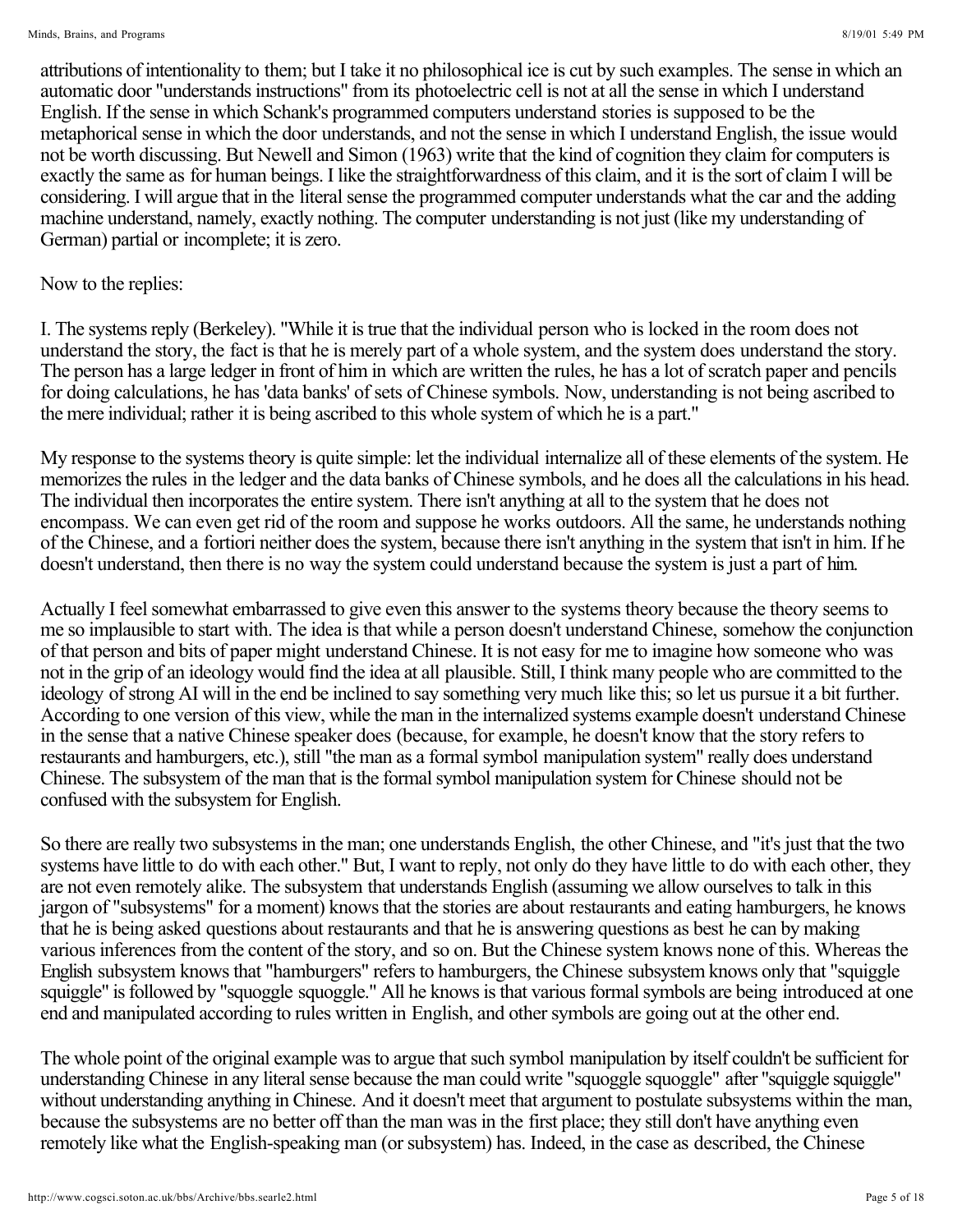attributions of intentionality to them; but I take it no philosophical ice is cut by such examples. The sense in which an automatic door "understands instructions" from its photoelectric cell is not at all the sense in which I understand English. If the sense in which Schank's programmed computers understand stories is supposed to be the metaphorical sense in which the door understands, and not the sense in which I understand English, the issue would not be worth discussing. But Newell and Simon (1963) write that the kind of cognition they claim for computers is exactly the same as for human beings. I like the straightforwardness of this claim, and it is the sort of claim I will be considering. I will argue that in the literal sense the programmed computer understands what the car and the adding machine understand, namely, exactly nothing. The computer understanding is not just (like my understanding of German) partial or incomplete; it is zero.

Now to the replies:

I. The systems reply (Berkeley). "While it is true that the individual person who is locked in the room does not understand the story, the fact is that he is merely part of a whole system, and the system does understand the story. The person has a large ledger in front of him in which are written the rules, he has a lot of scratch paper and pencils for doing calculations, he has 'data banks' of sets of Chinese symbols. Now, understanding is not being ascribed to the mere individual; rather it is being ascribed to this whole system of which he is a part."

My response to the systems theory is quite simple: let the individual internalize all of these elements of the system. He memorizes the rules in the ledger and the data banks of Chinese symbols, and he does all the calculations in his head. The individual then incorporates the entire system. There isn't anything at all to the system that he does not encompass. We can even get rid of the room and suppose he works outdoors. All the same, he understands nothing of the Chinese, and a fortiori neither does the system, because there isn't anything in the system that isn't in him. If he doesn't understand, then there is no way the system could understand because the system is just a part of him.

Actually I feel somewhat embarrassed to give even this answer to the systems theory because the theory seems to me so implausible to start with. The idea is that while a person doesn't understand Chinese, somehow the conjunction of that person and bits of paper might understand Chinese. It is not easy for me to imagine how someone who was not in the grip of an ideology would find the idea at all plausible. Still, I think many people who are committed to the ideology of strong AI will in the end be inclined to say something very much like this; so let us pursue it a bit further. According to one version of this view, while the man in the internalized systems example doesn't understand Chinese in the sense that a native Chinese speaker does (because, for example, he doesn't know that the story refers to restaurants and hamburgers, etc.), still "the man as a formal symbol manipulation system" really does understand Chinese. The subsystem of the man that is the formal symbol manipulation system for Chinese should not be confused with the subsystem for English.

So there are really two subsystems in the man; one understands English, the other Chinese, and "it's just that the two systems have little to do with each other." But, I want to reply, not only do they have little to do with each other, they are not even remotely alike. The subsystem that understands English (assuming we allow ourselves to talk in this jargon of "subsystems" for a moment) knows that the stories are about restaurants and eating hamburgers, he knows that he is being asked questions about restaurants and that he is answering questions as best he can by making various inferences from the content of the story, and so on. But the Chinese system knows none of this. Whereas the English subsystem knows that "hamburgers" refers to hamburgers, the Chinese subsystem knows only that "squiggle squiggle" is followed by "squoggle squoggle." All he knows is that various formal symbols are being introduced at one end and manipulated according to rules written in English, and other symbols are going out at the other end.

The whole point of the original example was to argue that such symbol manipulation by itself couldn't be sufficient for understanding Chinese in any literal sense because the man could write "squoggle squoggle" after "squiggle squiggle" without understanding anything in Chinese. And it doesn't meet that argument to postulate subsystems within the man, because the subsystems are no better off than the man was in the first place; they still don't have anything even remotely like what the English-speaking man (or subsystem) has. Indeed, in the case as described, the Chinese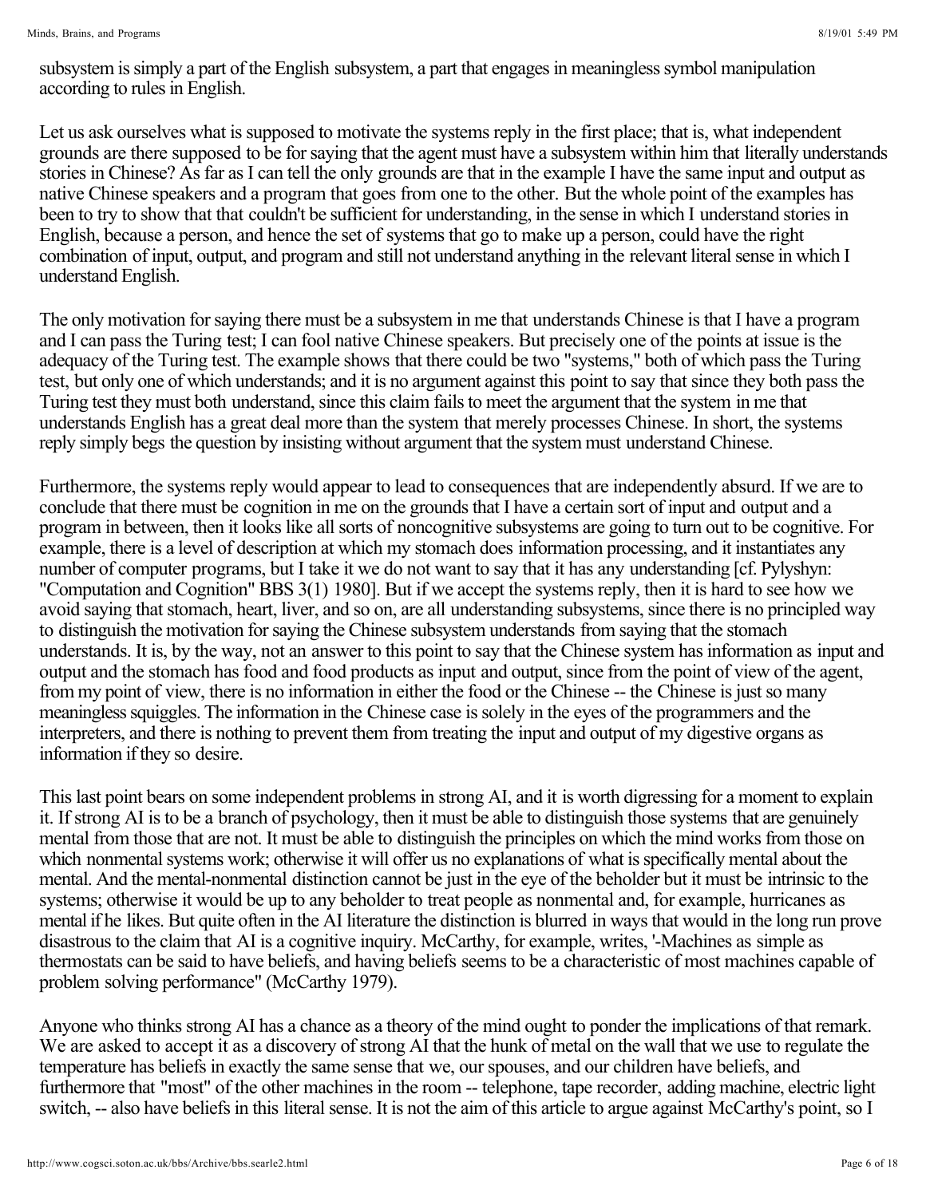subsystem is simply a part of the English subsystem, a part that engages in meaningless symbol manipulation according to rules in English.

Let us ask ourselves what is supposed to motivate the systems reply in the first place; that is, what independent grounds are there supposed to be for saying that the agent must have a subsystem within him that literally understands stories in Chinese? As far as I can tell the only grounds are that in the example I have the same input and output as native Chinese speakers and a program that goes from one to the other. But the whole point of the examples has been to try to show that that couldn't be sufficient for understanding, in the sense in which I understand stories in English, because a person, and hence the set of systems that go to make up a person, could have the right combination of input, output, and program and still not understand anything in the relevant literal sense in which I understand English.

The only motivation for saying there must be a subsystem in me that understands Chinese is that I have a program and I can pass the Turing test; I can fool native Chinese speakers. But precisely one of the points at issue is the adequacy of the Turing test. The example shows that there could be two "systems," both of which pass the Turing test, but only one of which understands; and it is no argument against this point to say that since they both pass the Turing test they must both understand, since this claim fails to meet the argument that the system in me that understands English has a great deal more than the system that merely processes Chinese. In short, the systems reply simply begs the question by insisting without argument that the system must understand Chinese.

Furthermore, the systems reply would appear to lead to consequences that are independently absurd. If we are to conclude that there must be cognition in me on the grounds that I have a certain sort of input and output and a program in between, then it looks like all sorts of noncognitive subsystems are going to turn out to be cognitive. For example, there is a level of description at which my stomach does information processing, and it instantiates any number of computer programs, but I take it we do not want to say that it has any understanding [cf. Pylyshyn: "Computation and Cognition" BBS 3(1) 1980]. But if we accept the systems reply, then it is hard to see how we avoid saying that stomach, heart, liver, and so on, are all understanding subsystems, since there is no principled way to distinguish the motivation for saying the Chinese subsystem understands from saying that the stomach understands. It is, by the way, not an answer to this point to say that the Chinese system has information as input and output and the stomach has food and food products as input and output, since from the point of view of the agent, from my point of view, there is no information in either the food or the Chinese -- the Chinese is just so many meaningless squiggles. The information in the Chinese case is solely in the eyes of the programmers and the interpreters, and there is nothing to prevent them from treating the input and output of my digestive organs as information if they so desire.

This last point bears on some independent problems in strong AI, and it is worth digressing for a moment to explain it. If strong AI is to be a branch of psychology, then it must be able to distinguish those systems that are genuinely mental from those that are not. It must be able to distinguish the principles on which the mind works from those on which nonmental systems work; otherwise it will offer us no explanations of what is specifically mental about the mental. And the mental-nonmental distinction cannot be just in the eye of the beholder but it must be intrinsic to the systems; otherwise it would be up to any beholder to treat people as nonmental and, for example, hurricanes as mental if he likes. But quite often in the AI literature the distinction is blurred in ways that would in the long run prove disastrous to the claim that AI is a cognitive inquiry. McCarthy, for example, writes, '-Machines as simple as thermostats can be said to have beliefs, and having beliefs seems to be a characteristic of most machines capable of problem solving performance" (McCarthy 1979).

Anyone who thinks strong AI has a chance as a theory of the mind ought to ponder the implications of that remark. We are asked to accept it as a discovery of strong AI that the hunk of metal on the wall that we use to regulate the temperature has beliefs in exactly the same sense that we, our spouses, and our children have beliefs, and furthermore that "most" of the other machines in the room -- telephone, tape recorder, adding machine, electric light switch, -- also have beliefs in this literal sense. It is not the aim of this article to argue against McCarthy's point, so I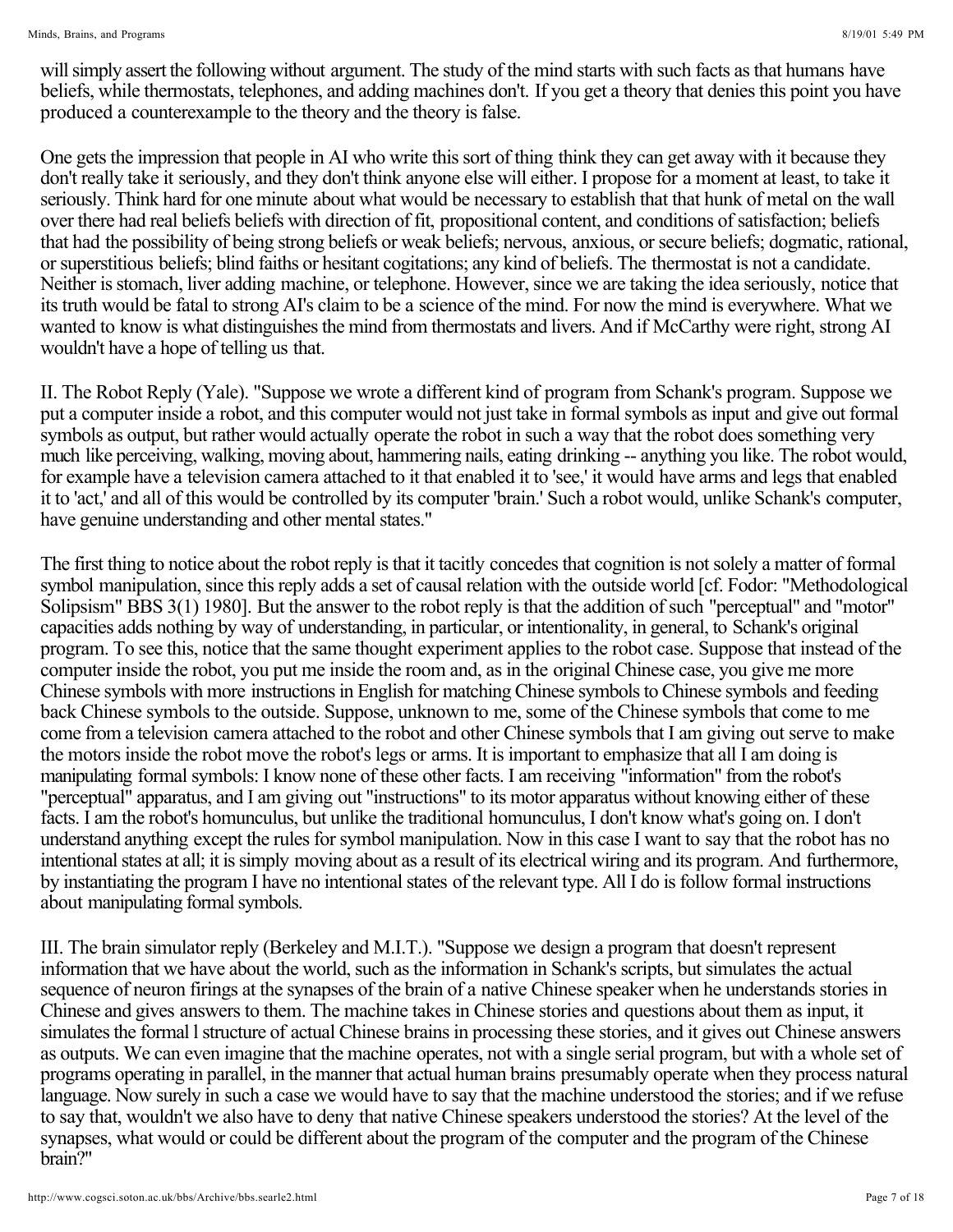will simply assert the following without argument. The study of the mind starts with such facts as that humans have beliefs, while thermostats, telephones, and adding machines don't. If you get a theory that denies this point you have produced a counterexample to the theory and the theory is false.

One gets the impression that people in AI who write this sort of thing think they can get away with it because they don't really take it seriously, and they don't think anyone else will either. I propose for a moment at least, to take it seriously. Think hard for one minute about what would be necessary to establish that that hunk of metal on the wall over there had real beliefs beliefs with direction of fit, propositional content, and conditions of satisfaction; beliefs that had the possibility of being strong beliefs or weak beliefs; nervous, anxious, or secure beliefs; dogmatic, rational, or superstitious beliefs; blind faiths or hesitant cogitations; any kind of beliefs. The thermostat is not a candidate. Neither is stomach, liver adding machine, or telephone. However, since we are taking the idea seriously, notice that its truth would be fatal to strong AI's claim to be a science of the mind. For now the mind is everywhere. What we wanted to know is what distinguishes the mind from thermostats and livers. And if McCarthy were right, strong AI wouldn't have a hope of telling us that.

II. The Robot Reply (Yale). "Suppose we wrote a different kind of program from Schank's program. Suppose we put a computer inside a robot, and this computer would not just take in formal symbols as input and give out formal symbols as output, but rather would actually operate the robot in such a way that the robot does something very much like perceiving, walking, moving about, hammering nails, eating drinking -- anything you like. The robot would, for example have a television camera attached to it that enabled it to 'see,' it would have arms and legs that enabled it to 'act,' and all of this would be controlled by its computer 'brain.' Such a robot would, unlike Schank's computer, have genuine understanding and other mental states."

The first thing to notice about the robot reply is that it tacitly concedes that cognition is not solely a matter of formal symbol manipulation, since this reply adds a set of causal relation with the outside world [cf. Fodor: "Methodological Solipsism" BBS 3(1) 1980]. But the answer to the robot reply is that the addition of such "perceptual" and "motor" capacities adds nothing by way of understanding, in particular, or intentionality, in general, to Schank's original program. To see this, notice that the same thought experiment applies to the robot case. Suppose that instead of the computer inside the robot, you put me inside the room and, as in the original Chinese case, you give me more Chinese symbols with more instructions in English for matching Chinese symbols to Chinese symbols and feeding back Chinese symbols to the outside. Suppose, unknown to me, some of the Chinese symbols that come to me come from a television camera attached to the robot and other Chinese symbols that I am giving out serve to make the motors inside the robot move the robot's legs or arms. It is important to emphasize that all I am doing is manipulating formal symbols: I know none of these other facts. I am receiving "information" from the robot's "perceptual" apparatus, and I am giving out "instructions" to its motor apparatus without knowing either of these facts. I am the robot's homunculus, but unlike the traditional homunculus, I don't know what's going on. I don't understand anything except the rules for symbol manipulation. Now in this case I want to say that the robot has no intentional states at all; it is simply moving about as a result of its electrical wiring and its program. And furthermore, by instantiating the program I have no intentional states of the relevant type. All I do is follow formal instructions about manipulating formal symbols.

III. The brain simulator reply (Berkeley and M.I.T.). "Suppose we design a program that doesn't represent information that we have about the world, such as the information in Schank's scripts, but simulates the actual sequence of neuron firings at the synapses of the brain of a native Chinese speaker when he understands stories in Chinese and gives answers to them. The machine takes in Chinese stories and questions about them as input, it simulates the formal l structure of actual Chinese brains in processing these stories, and it gives out Chinese answers as outputs. We can even imagine that the machine operates, not with a single serial program, but with a whole set of programs operating in parallel, in the manner that actual human brains presumably operate when they process natural language. Now surely in such a case we would have to say that the machine understood the stories; and if we refuse to say that, wouldn't we also have to deny that native Chinese speakers understood the stories? At the level of the synapses, what would or could be different about the program of the computer and the program of the Chinese brain?"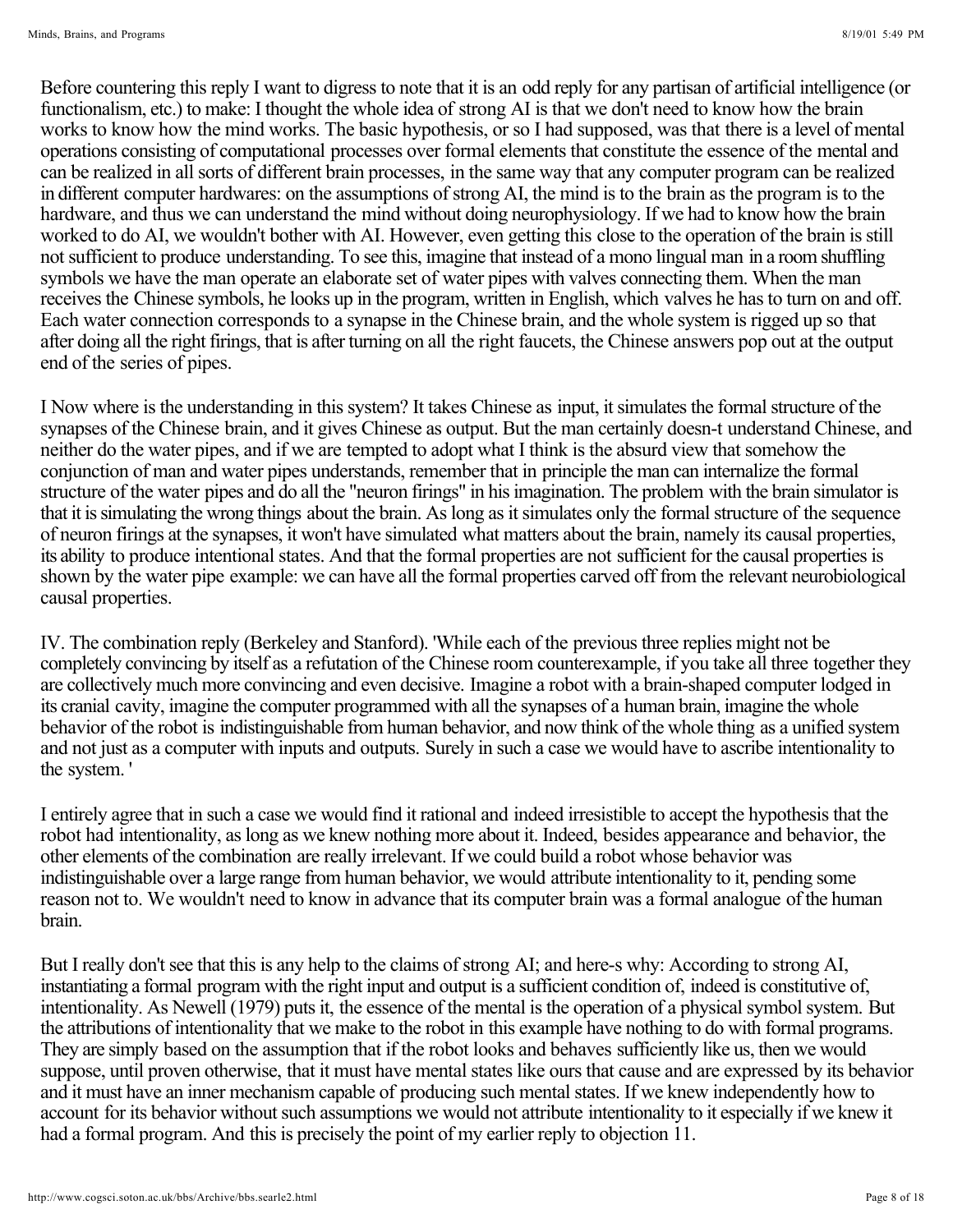Before countering this reply I want to digress to note that it is an odd reply for any partisan of artificial intelligence (or functionalism, etc.) to make: I thought the whole idea of strong AI is that we don't need to know how the brain works to know how the mind works. The basic hypothesis, or so I had supposed, was that there is a level of mental operations consisting of computational processes over formal elements that constitute the essence of the mental and can be realized in all sorts of different brain processes, in the same way that any computer program can be realized in different computer hardwares: on the assumptions of strong AI, the mind is to the brain as the program is to the hardware, and thus we can understand the mind without doing neurophysiology. If we had to know how the brain worked to do AI, we wouldn't bother with AI. However, even getting this close to the operation of the brain is still not sufficient to produce understanding. To see this, imagine that instead of a mono lingual man in a room shuffling symbols we have the man operate an elaborate set of water pipes with valves connecting them. When the man receives the Chinese symbols, he looks up in the program, written in English, which valves he has to turn on and off. Each water connection corresponds to a synapse in the Chinese brain, and the whole system is rigged up so that after doing all the right firings, that is after turning on all the right faucets, the Chinese answers pop out at the output end of the series of pipes.

I Now where is the understanding in this system? It takes Chinese as input, it simulates the formal structure of the synapses of the Chinese brain, and it gives Chinese as output. But the man certainly doesn-t understand Chinese, and neither do the water pipes, and if we are tempted to adopt what I think is the absurd view that somehow the conjunction of man and water pipes understands, remember that in principle the man can internalize the formal structure of the water pipes and do all the "neuron firings" in his imagination. The problem with the brain simulator is that it is simulating the wrong things about the brain. As long as it simulates only the formal structure of the sequence of neuron firings at the synapses, it won't have simulated what matters about the brain, namely its causal properties, its ability to produce intentional states. And that the formal properties are not sufficient for the causal properties is shown by the water pipe example: we can have all the formal properties carved off from the relevant neurobiological causal properties.

IV. The combination reply (Berkeley and Stanford). 'While each of the previous three replies might not be completely convincing by itself as a refutation of the Chinese room counterexample, if you take all three together they are collectively much more convincing and even decisive. Imagine a robot with a brain-shaped computer lodged in its cranial cavity, imagine the computer programmed with all the synapses of a human brain, imagine the whole behavior of the robot is indistinguishable from human behavior, and now think of the whole thing as a unified system and not just as a computer with inputs and outputs. Surely in such a case we would have to ascribe intentionality to the system. '

I entirely agree that in such a case we would find it rational and indeed irresistible to accept the hypothesis that the robot had intentionality, as long as we knew nothing more about it. Indeed, besides appearance and behavior, the other elements of the combination are really irrelevant. If we could build a robot whose behavior was indistinguishable over a large range from human behavior, we would attribute intentionality to it, pending some reason not to. We wouldn't need to know in advance that its computer brain was a formal analogue of the human brain.

But I really don't see that this is any help to the claims of strong AI; and here-s why: According to strong AI, instantiating a formal program with the right input and output is a sufficient condition of, indeed is constitutive of, intentionality. As Newell (1979) puts it, the essence of the mental is the operation of a physical symbol system. But the attributions of intentionality that we make to the robot in this example have nothing to do with formal programs. They are simply based on the assumption that if the robot looks and behaves sufficiently like us, then we would suppose, until proven otherwise, that it must have mental states like ours that cause and are expressed by its behavior and it must have an inner mechanism capable of producing such mental states. If we knew independently how to account for its behavior without such assumptions we would not attribute intentionality to it especially if we knew it had a formal program. And this is precisely the point of my earlier reply to objection 11.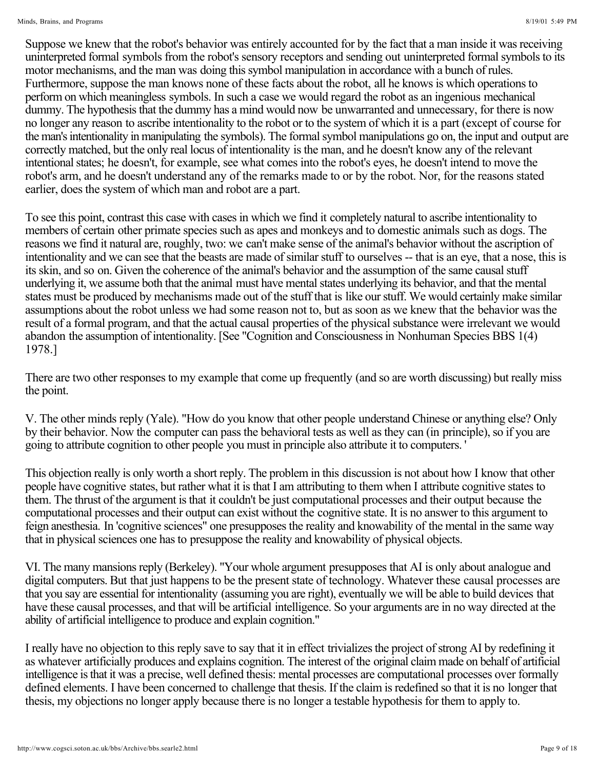Suppose we knew that the robot's behavior was entirely accounted for by the fact that a man inside it was receiving uninterpreted formal symbols from the robot's sensory receptors and sending out uninterpreted formal symbols to its motor mechanisms, and the man was doing this symbol manipulation in accordance with a bunch of rules. Furthermore, suppose the man knows none of these facts about the robot, all he knows is which operations to perform on which meaningless symbols. In such a case we would regard the robot as an ingenious mechanical dummy. The hypothesis that the dummy has a mind would now be unwarranted and unnecessary, for there is now no longer any reason to ascribe intentionality to the robot or to the system of which it is a part (except of course for the man's intentionality in manipulating the symbols). The formal symbol manipulations go on, the input and output are correctly matched, but the only real locus of intentionality is the man, and he doesn't know any of the relevant intentional states; he doesn't, for example, see what comes into the robot's eyes, he doesn't intend to move the robot's arm, and he doesn't understand any of the remarks made to or by the robot. Nor, for the reasons stated earlier, does the system of which man and robot are a part.

To see this point, contrast this case with cases in which we find it completely natural to ascribe intentionality to members of certain other primate species such as apes and monkeys and to domestic animals such as dogs. The reasons we find it natural are, roughly, two: we can't make sense of the animal's behavior without the ascription of intentionality and we can see that the beasts are made of similar stuff to ourselves -- that is an eye, that a nose, this is its skin, and so on. Given the coherence of the animal's behavior and the assumption of the same causal stuff underlying it, we assume both that the animal must have mental states underlying its behavior, and that the mental states must be produced by mechanisms made out of the stuff that is like our stuff. We would certainly make similar assumptions about the robot unless we had some reason not to, but as soon as we knew that the behavior was the result of a formal program, and that the actual causal properties of the physical substance were irrelevant we would abandon the assumption of intentionality. [See "Cognition and Consciousness in Nonhuman Species BBS 1(4) 1978.]

There are two other responses to my example that come up frequently (and so are worth discussing) but really miss the point.

V. The other minds reply (Yale). "How do you know that other people understand Chinese or anything else? Only by their behavior. Now the computer can pass the behavioral tests as well as they can (in principle), so if you are going to attribute cognition to other people you must in principle also attribute it to computers. '

This objection really is only worth a short reply. The problem in this discussion is not about how I know that other people have cognitive states, but rather what it is that I am attributing to them when I attribute cognitive states to them. The thrust of the argument is that it couldn't be just computational processes and their output because the computational processes and their output can exist without the cognitive state. It is no answer to this argument to feign anesthesia. In 'cognitive sciences" one presupposes the reality and knowability of the mental in the same way that in physical sciences one has to presuppose the reality and knowability of physical objects.

VI. The many mansions reply (Berkeley). "Your whole argument presupposes that AI is only about analogue and digital computers. But that just happens to be the present state of technology. Whatever these causal processes are that you say are essential for intentionality (assuming you are right), eventually we will be able to build devices that have these causal processes, and that will be artificial intelligence. So your arguments are in no way directed at the ability of artificial intelligence to produce and explain cognition."

I really have no objection to this reply save to say that it in effect trivializes the project of strong AI by redefining it as whatever artificially produces and explains cognition. The interest of the original claim made on behalf of artificial intelligence is that it was a precise, well defined thesis: mental processes are computational processes over formally defined elements. I have been concerned to challenge that thesis. If the claim is redefined so that it is no longer that thesis, my objections no longer apply because there is no longer a testable hypothesis for them to apply to.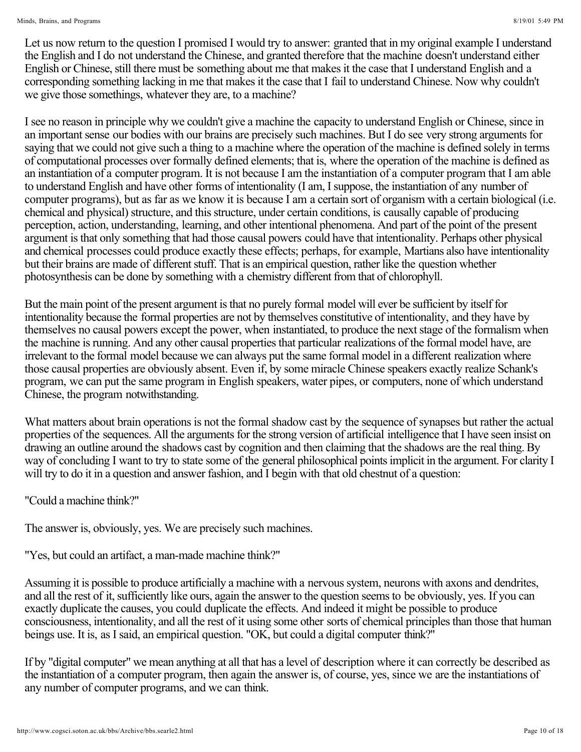Let us now return to the question I promised I would try to answer: granted that in my original example I understand the English and I do not understand the Chinese, and granted therefore that the machine doesn't understand either English or Chinese, still there must be something about me that makes it the case that I understand English and a corresponding something lacking in me that makes it the case that I fail to understand Chinese. Now why couldn't we give those somethings, whatever they are, to a machine?

I see no reason in principle why we couldn't give a machine the capacity to understand English or Chinese, since in an important sense our bodies with our brains are precisely such machines. But I do see very strong arguments for saying that we could not give such a thing to a machine where the operation of the machine is defined solely in terms of computational processes over formally defined elements; that is, where the operation of the machine is defined as an instantiation of a computer program. It is not because I am the instantiation of a computer program that I am able to understand English and have other forms of intentionality (I am, I suppose, the instantiation of any number of computer programs), but as far as we know it is because I am a certain sort of organism with a certain biological (i.e. chemical and physical) structure, and this structure, under certain conditions, is causally capable of producing perception, action, understanding, learning, and other intentional phenomena. And part of the point of the present argument is that only something that had those causal powers could have that intentionality. Perhaps other physical and chemical processes could produce exactly these effects; perhaps, for example, Martians also have intentionality but their brains are made of different stuff. That is an empirical question, rather like the question whether photosynthesis can be done by something with a chemistry different from that of chlorophyll.

But the main point of the present argument is that no purely formal model will ever be sufficient by itself for intentionality because the formal properties are not by themselves constitutive of intentionality, and they have by themselves no causal powers except the power, when instantiated, to produce the next stage of the formalism when the machine is running. And any other causal properties that particular realizations of the formal model have, are irrelevant to the formal model because we can always put the same formal model in a different realization where those causal properties are obviously absent. Even if, by some miracle Chinese speakers exactly realize Schank's program, we can put the same program in English speakers, water pipes, or computers, none of which understand Chinese, the program notwithstanding.

What matters about brain operations is not the formal shadow cast by the sequence of synapses but rather the actual properties of the sequences. All the arguments for the strong version of artificial intelligence that I have seen insist on drawing an outline around the shadows cast by cognition and then claiming that the shadows are the real thing. By way of concluding I want to try to state some of the general philosophical points implicit in the argument. For clarity I will try to do it in a question and answer fashion, and I begin with that old chestnut of a question:

"Could a machine think?"

The answer is, obviously, yes. We are precisely such machines.

"Yes, but could an artifact, a man-made machine think?"

Assuming it is possible to produce artificially a machine with a nervous system, neurons with axons and dendrites, and all the rest of it, sufficiently like ours, again the answer to the question seems to be obviously, yes. If you can exactly duplicate the causes, you could duplicate the effects. And indeed it might be possible to produce consciousness, intentionality, and all the rest of it using some other sorts of chemical principles than those that human beings use. It is, as I said, an empirical question. "OK, but could a digital computer think?"

If by "digital computer" we mean anything at all that has a level of description where it can correctly be described as the instantiation of a computer program, then again the answer is, of course, yes, since we are the instantiations of any number of computer programs, and we can think.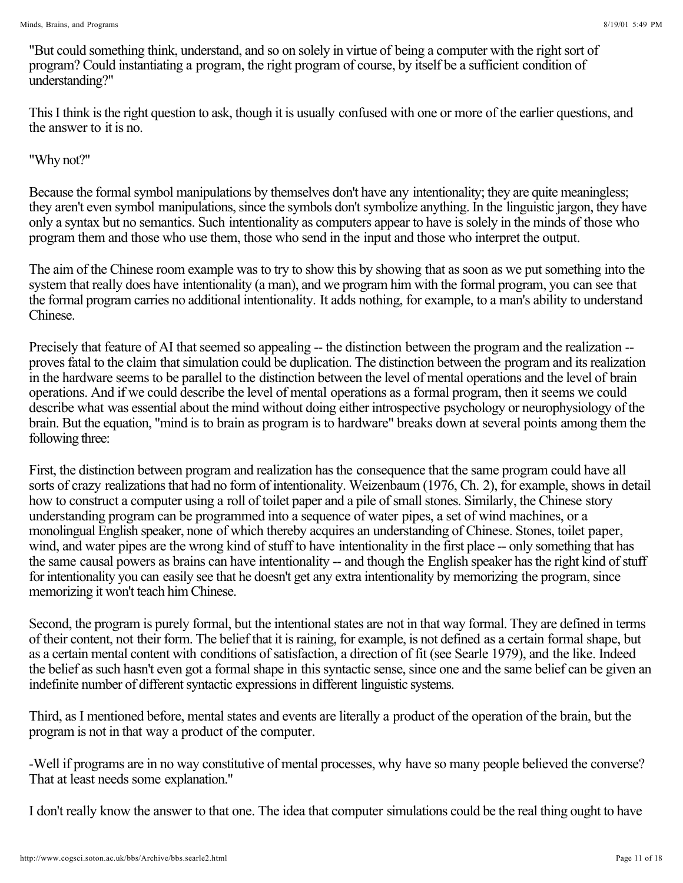"But could something think, understand, and so on solely in virtue of being a computer with the right sort of program? Could instantiating a program, the right program of course, by itself be a sufficient condition of understanding?"

This I think is the right question to ask, though it is usually confused with one or more of the earlier questions, and the answer to it is no.

"Why not?"

Because the formal symbol manipulations by themselves don't have any intentionality; they are quite meaningless; they aren't even symbol manipulations, since the symbols don't symbolize anything. In the linguistic jargon, they have only a syntax but no semantics. Such intentionality as computers appear to have is solely in the minds of those who program them and those who use them, those who send in the input and those who interpret the output.

The aim of the Chinese room example was to try to show this by showing that as soon as we put something into the system that really does have intentionality (a man), and we program him with the formal program, you can see that the formal program carries no additional intentionality. It adds nothing, for example, to a man's ability to understand Chinese.

Precisely that feature of AI that seemed so appealing -- the distinction between the program and the realization -- proves fatal to the claim that simulation could be duplication. The distinction between the program and its realization in the hardware seems to be parallel to the distinction between the level of mental operations and the level of brain operations. And if we could describe the level of mental operations as a formal program, then it seems we could describe what was essential about the mind without doing either introspective psychology or neurophysiology of the brain. But the equation, "mind is to brain as program is to hardware" breaks down at several points among them the following three:

First, the distinction between program and realization has the consequence that the same program could have all sorts of crazy realizations that had no form of intentionality. Weizenbaum (1976, Ch. 2), for example, shows in detail how to construct a computer using a roll of toilet paper and a pile of small stones. Similarly, the Chinese story understanding program can be programmed into a sequence of water pipes, a set of wind machines, or a monolingual English speaker, none of which thereby acquires an understanding of Chinese. Stones, toilet paper, wind, and water pipes are the wrong kind of stuff to have intentionality in the first place -- only something that has the same causal powers as brains can have intentionality -- and though the English speaker has the right kind of stuff for intentionality you can easily see that he doesn't get any extra intentionality by memorizing the program, since memorizing it won't teach him Chinese.

Second, the program is purely formal, but the intentional states are not in that way formal. They are defined in terms of their content, not their form. The belief that it is raining, for example, is not defined as a certain formal shape, but as a certain mental content with conditions of satisfaction, a direction of fit (see Searle 1979), and the like. Indeed the belief as such hasn't even got a formal shape in this syntactic sense, since one and the same belief can be given an indefinite number of different syntactic expressions in different linguistic systems.

Third, as I mentioned before, mental states and events are literally a product of the operation of the brain, but the program is not in that way a product of the computer.

-Well if programs are in no way constitutive of mental processes, why have so many people believed the converse? That at least needs some explanation."

I don't really know the answer to that one. The idea that computer simulations could be the real thing ought to have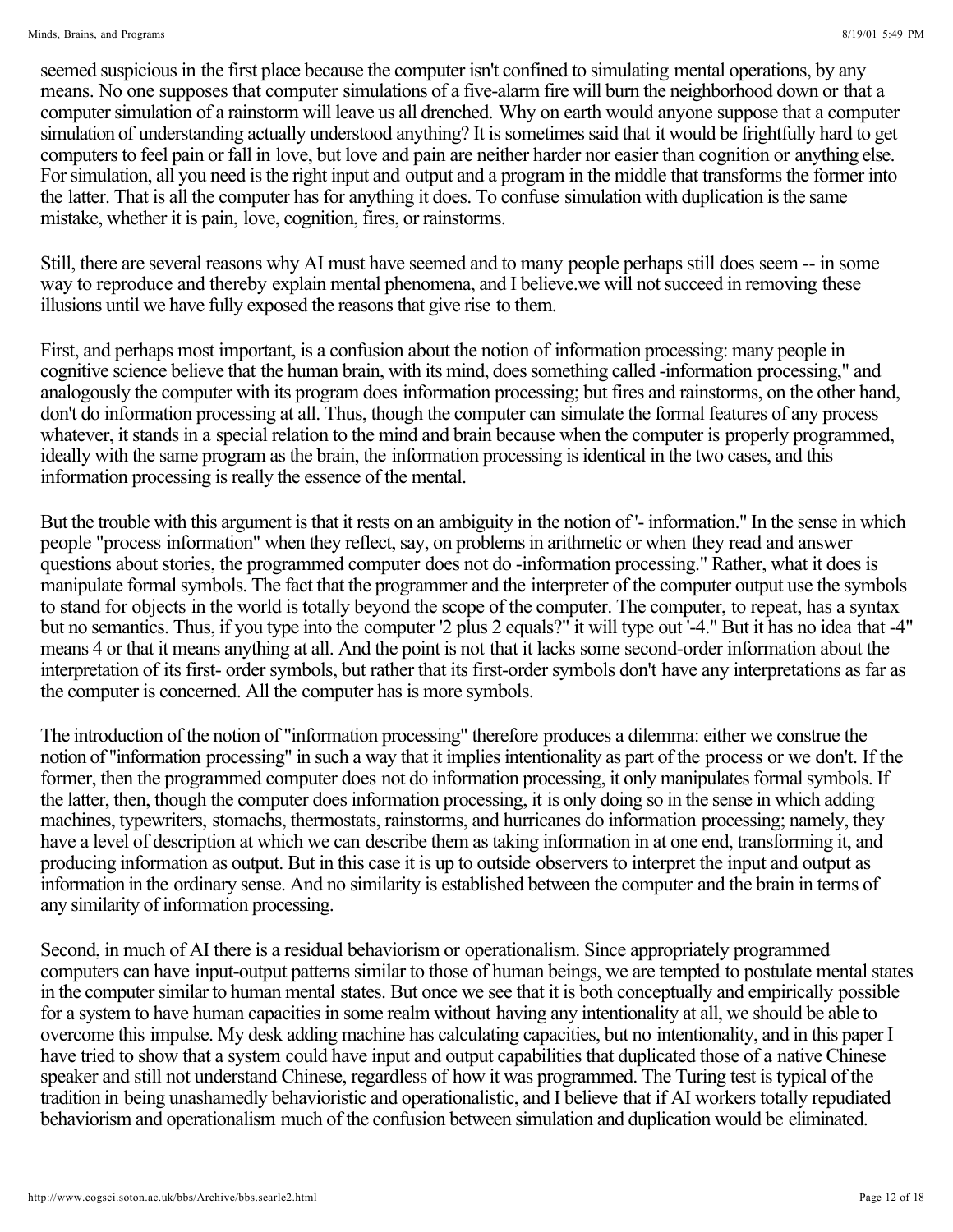seemed suspicious in the first place because the computer isn't confined to simulating mental operations, by any means. No one supposes that computer simulations of a five-alarm fire will burn the neighborhood down or that a computer simulation of a rainstorm will leave us all drenched. Why on earth would anyone suppose that a computer simulation of understanding actually understood anything? It is sometimes said that it would be frightfully hard to get computers to feel pain or fall in love, but love and pain are neither harder nor easier than cognition or anything else. For simulation, all you need is the right input and output and a program in the middle that transforms the former into the latter. That is all the computer has for anything it does. To confuse simulation with duplication is the same mistake, whether it is pain, love, cognition, fires, or rainstorms.

Still, there are several reasons why AI must have seemed and to many people perhaps still does seem -- in some way to reproduce and thereby explain mental phenomena, and I believe.we will not succeed in removing these illusions until we have fully exposed the reasons that give rise to them.

First, and perhaps most important, is a confusion about the notion of information processing: many people in cognitive science believe that the human brain, with its mind, does something called -information processing," and analogously the computer with its program does information processing; but fires and rainstorms, on the other hand, don't do information processing at all. Thus, though the computer can simulate the formal features of any process whatever, it stands in a special relation to the mind and brain because when the computer is properly programmed, ideally with the same program as the brain, the information processing is identical in the two cases, and this information processing is really the essence of the mental.

But the trouble with this argument is that it rests on an ambiguity in the notion of '- information." In the sense in which people "process information" when they reflect, say, on problems in arithmetic or when they read and answer questions about stories, the programmed computer does not do -information processing." Rather, what it does is manipulate formal symbols. The fact that the programmer and the interpreter of the computer output use the symbols to stand for objects in the world is totally beyond the scope of the computer. The computer, to repeat, has a syntax but no semantics. Thus, if you type into the computer '2 plus 2 equals?" it will type out '-4." But it has no idea that -4" means 4 or that it means anything at all. And the point is not that it lacks some second-order information about the interpretation of its first- order symbols, but rather that its first-order symbols don't have any interpretations as far as the computer is concerned. All the computer has is more symbols.

The introduction of the notion of "information processing" therefore produces a dilemma: either we construe the notion of "information processing" in such a way that it implies intentionality as part of the process or we don't. If the former, then the programmed computer does not do information processing, it only manipulates formal symbols. If the latter, then, though the computer does information processing, it is only doing so in the sense in which adding machines, typewriters, stomachs, thermostats, rainstorms, and hurricanes do information processing; namely, they have a level of description at which we can describe them as taking information in at one end, transforming it, and producing information as output. But in this case it is up to outside observers to interpret the input and output as information in the ordinary sense. And no similarity is established between the computer and the brain in terms of any similarity of information processing.

Second, in much of AI there is a residual behaviorism or operationalism. Since appropriately programmed computers can have input-output patterns similar to those of human beings, we are tempted to postulate mental states in the computer similar to human mental states. But once we see that it is both conceptually and empirically possible for a system to have human capacities in some realm without having any intentionality at all, we should be able to overcome this impulse. My desk adding machine has calculating capacities, but no intentionality, and in this paper I have tried to show that a system could have input and output capabilities that duplicated those of a native Chinese speaker and still not understand Chinese, regardless of how it was programmed. The Turing test is typical of the tradition in being unashamedly behavioristic and operationalistic, and I believe that if AI workers totally repudiated behaviorism and operationalism much of the confusion between simulation and duplication would be eliminated.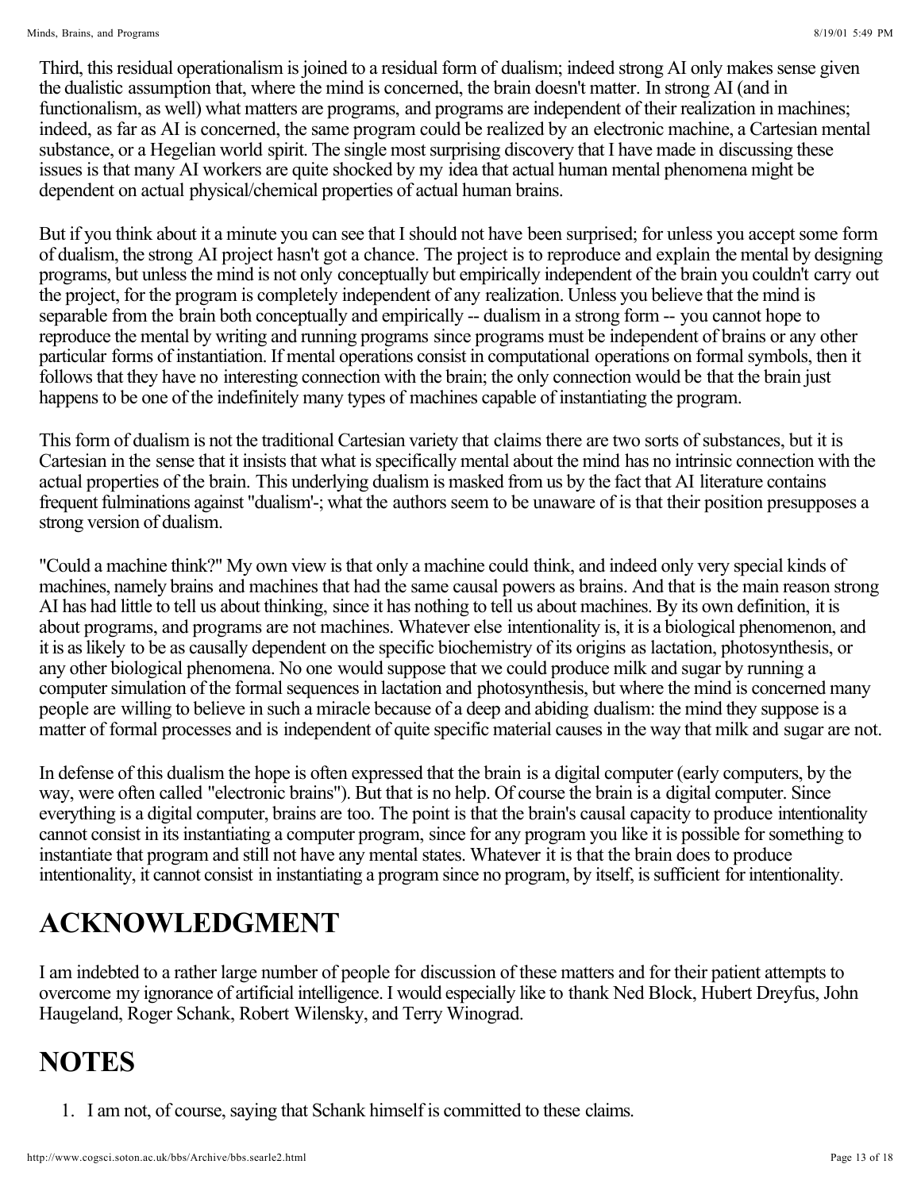Third, this residual operationalism is joined to a residual form of dualism; indeed strong AI only makes sense given the dualistic assumption that, where the mind is concerned, the brain doesn't matter. In strong AI (and in functionalism, as well) what matters are programs, and programs are independent of their realization in machines; indeed, as far as AI is concerned, the same program could be realized by an electronic machine, a Cartesian mental substance, or a Hegelian world spirit. The single most surprising discovery that I have made in discussing these issues is that many AI workers are quite shocked by my idea that actual human mental phenomena might be dependent on actual physical/chemical properties of actual human brains.

But if you think about it a minute you can see that I should not have been surprised; for unless you accept some form of dualism, the strong AI project hasn't got a chance. The project is to reproduce and explain the mental by designing programs, but unless the mind is not only conceptually but empirically independent of the brain you couldn't carry out the project, for the program is completely independent of any realization. Unless you believe that the mind is separable from the brain both conceptually and empirically -- dualism in a strong form -- you cannot hope to reproduce the mental by writing and running programs since programs must be independent of brains or any other particular forms of instantiation. If mental operations consist in computational operations on formal symbols, then it follows that they have no interesting connection with the brain; the only connection would be that the brain just happens to be one of the indefinitely many types of machines capable of instantiating the program.

This form of dualism is not the traditional Cartesian variety that claims there are two sorts of substances, but it is Cartesian in the sense that it insists that what is specifically mental about the mind has no intrinsic connection with the actual properties of the brain. This underlying dualism is masked from us by the fact that AI literature contains frequent fulminations against "dualism'-; what the authors seem to be unaware of is that their position presupposes a strong version of dualism.

"Could a machine think?" My own view is that only a machine could think, and indeed only very special kinds of machines, namely brains and machines that had the same causal powers as brains. And that is the main reason strong AI has had little to tell us about thinking, since it has nothing to tell us about machines. By its own definition, it is about programs, and programs are not machines. Whatever else intentionality is, it is a biological phenomenon, and it is as likely to be as causally dependent on the specific biochemistry of its origins as lactation, photosynthesis, or any other biological phenomena. No one would suppose that we could produce milk and sugar by running a computer simulation of the formal sequences in lactation and photosynthesis, but where the mind is concerned many people are willing to believe in such a miracle because of a deep and abiding dualism: the mind they suppose is a matter of formal processes and is independent of quite specific material causes in the way that milk and sugar are not.

In defense of this dualism the hope is often expressed that the brain is a digital computer (early computers, by the way, were often called "electronic brains"). But that is no help. Of course the brain is a digital computer. Since everything is a digital computer, brains are too. The point is that the brain's causal capacity to produce intentionality cannot consist in its instantiating a computer program, since for any program you like it is possible for something to instantiate that program and still not have any mental states. Whatever it is that the brain does to produce intentionality, it cannot consist in instantiating a program since no program, by itself, is sufficient for intentionality.

## ACKNOWLEDGMENT

I am indebted to a rather large number of people for discussion of these matters and for their patient attempts to overcome my ignorance of artificial intelligence. I would especially like to thank Ned Block, Hubert Dreyfus, John Haugeland, Roger Schank, Robert Wilensky, and Terry Winograd.

## NOTES

1. I am not, of course, saying that Schank himself is committed to these claims.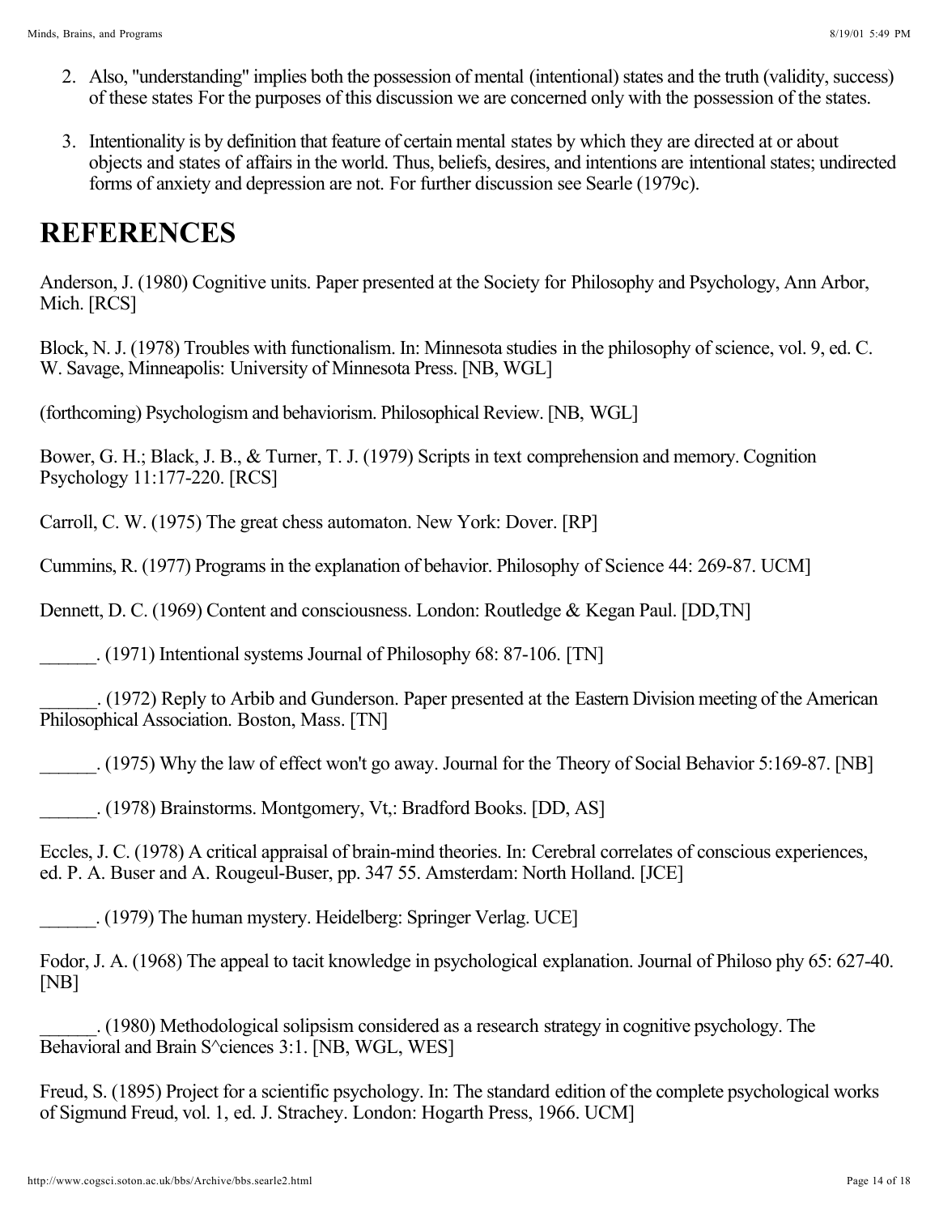2. Also, "understanding" implies both the possession of mental (intentional) states and the truth (validity, success) of these states For the purposes of this discussion we are concerned only with the possession of the states.

3. Intentionality is by definition that feature of certain mental states by which they are directed at or about objects and states of affairs in the world. Thus, beliefs, desires, and intentions are intentional states; undirected forms of anxiety and depression are not. For further discussion see Searle (1979c).

# REFERENCES

Anderson, J. (1980) Cognitive units. Paper presented at the Society for Philosophy and Psychology, Ann Arbor, Mich. [RCS]

Block, N. J. (1978) Troubles with functionalism. In: Minnesota studies in the philosophy of science, vol. 9, ed. C. W. Savage, Minneapolis: University of Minnesota Press. [NB, WGL]

(forthcoming) Psychologism and behaviorism. Philosophical Review. [NB, WGL]

Bower, G. H.; Black, J. B., & Turner, T. J. (1979) Scripts in text comprehension and memory. Cognition Psychology 11:177-220. [RCS]

Carroll, C. W. (1975) The great chess automaton. New York: Dover. [RP]

Cummins, R. (1977) Programs in the explanation of behavior. Philosophy of Science 44: 269-87. UCM]

Dennett, D. C. (1969) Content and consciousness. London: Routledge & Kegan Paul. [DD,TN]

______. (1971) Intentional systems Journal of Philosophy 68: 87-106. [TN]

______. (1972) Reply to Arbib and Gunderson. Paper presented at the Eastern Division meeting of the American Philosophical Association. Boston, Mass. [TN]

______. (1975) Why the law of effect won't go away. Journal for the Theory of Social Behavior 5:169-87. [NB]

______. (1978) Brainstorms. Montgomery, Vt,: Bradford Books. [DD, AS]

Eccles, J. C. (1978) A critical appraisal of brain-mind theories. In: Cerebral correlates of conscious experiences, ed. P. A. Buser and A. Rougeul-Buser, pp. 347 55. Amsterdam: North Holland. [JCE]

______. (1979) The human mystery. Heidelberg: Springer Verlag. UCE]

Fodor, J. A. (1968) The appeal to tacit knowledge in psychological explanation. Journal of Philoso phy 65: 627-40. [NB]

______. (1980) Methodological solipsism considered as a research strategy in cognitive psychology. The Behavioral and Brain S^ciences 3:1. [NB, WGL, WES]

Freud, S. (1895) Project for a scientific psychology. In: The standard edition of the complete psychological works of Sigmund Freud, vol. 1, ed. J. Strachey. London: Hogarth Press, 1966. UCM]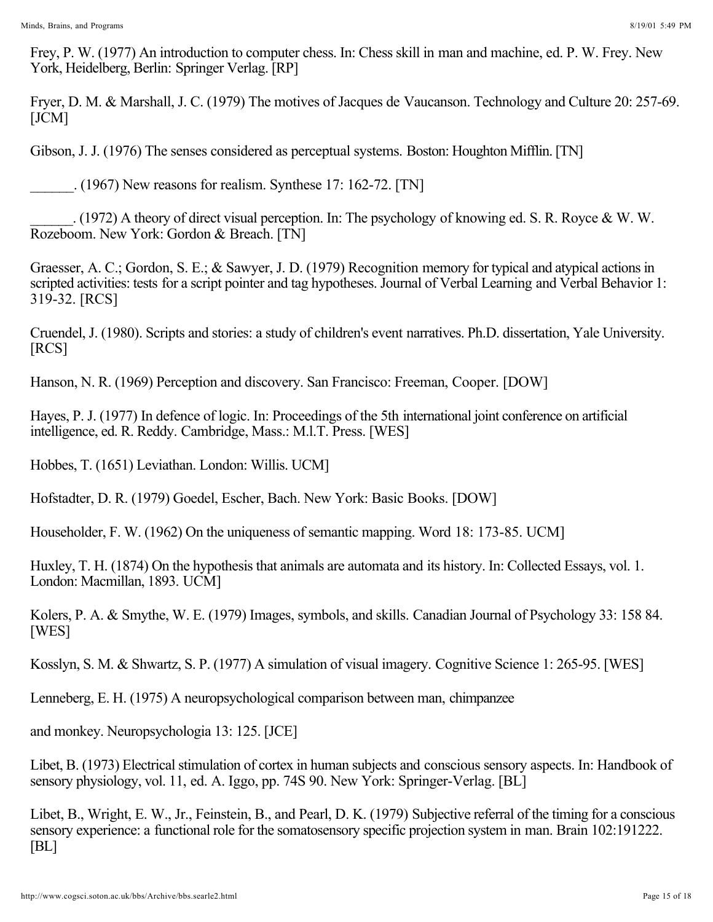Frey, P. W. (1977) An introduction to computer chess. In: Chess skill in man and machine, ed. P. W. Frey. New York, Heidelberg, Berlin: Springer Verlag. [RP]

Fryer, D. M. & Marshall, J. C. (1979) The motives of Jacques de Vaucanson. Technology and Culture 20: 257-69. [JCM]

Gibson, J. J. (1976) The senses considered as perceptual systems. Boston: Houghton Mifflin. [TN]

______. (1967) New reasons for realism. Synthese 17: 162-72. [TN]

______. (1972) A theory of direct visual perception. In: The psychology of knowing ed. S. R. Royce & W. W. Rozeboom. New York: Gordon & Breach. [TN]

Graesser, A. C.; Gordon, S. E.; & Sawyer, J. D. (1979) Recognition memory for typical and atypical actions in scripted activities: tests for a script pointer and tag hypotheses. Journal of Verbal Learning and Verbal Behavior 1: 319-32. [RCS]

Cruendel, J. (1980). Scripts and stories: a study of children's event narratives. Ph.D. dissertation, Yale University. [RCS]

Hanson, N. R. (1969) Perception and discovery. San Francisco: Freeman, Cooper. [DOW]

Hayes, P. J. (1977) In defence of logic. In: Proceedings of the 5th international joint conference on artificial intelligence, ed. R. Reddy. Cambridge, Mass.: M.l.T. Press. [WES]

Hobbes, T. (1651) Leviathan. London: Willis. UCM]

Hofstadter, D. R. (1979) Goedel, Escher, Bach. New York: Basic Books. [DOW]

Householder, F. W. (1962) On the uniqueness of semantic mapping. Word 18: 173-85. UCM]

Huxley, T. H. (1874) On the hypothesis that animals are automata and its history. In: Collected Essays, vol. 1. London: Macmillan, 1893. UCM]

Kolers, P. A. & Smythe, W. E. (1979) Images, symbols, and skills. Canadian Journal of Psychology 33: 158 84. [WES]

Kosslyn, S. M. & Shwartz, S. P. (1977) A simulation of visual imagery. Cognitive Science 1: 265-95. [WES]

Lenneberg, E. H. (1975) A neuropsychological comparison between man, chimpanzee

and monkey. Neuropsychologia 13: 125. [JCE]

Libet, B. (1973) Electrical stimulation of cortex in human subjects and conscious sensory aspects. In: Handbook of sensory physiology, vol. 11, ed. A. Iggo, pp. 74S 90. New York: Springer-Verlag. [BL]

Libet, B., Wright, E. W., Jr., Feinstein, B., and Pearl, D. K. (1979) Subjective referral of the timing for a conscious sensory experience: a functional role for the somatosensory specific projection system in man. Brain 102:191222. [BL]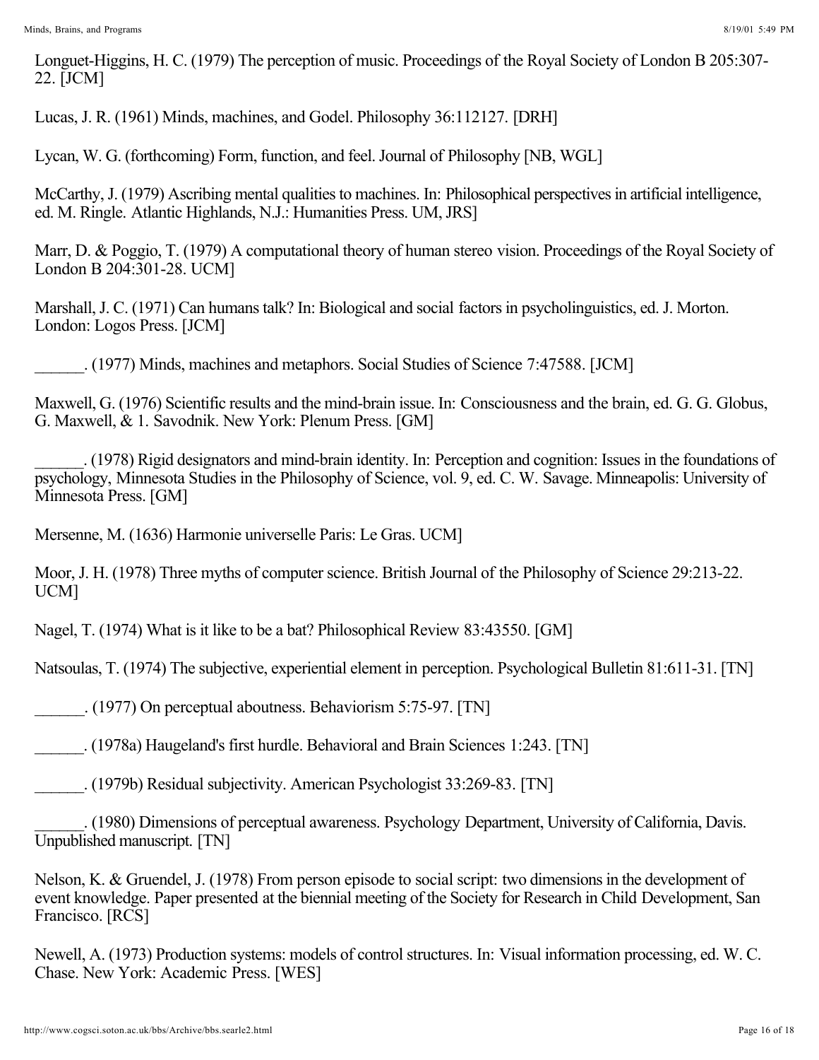Longuet-Higgins, H. C. (1979) The perception of music. Proceedings of the Royal Society of London B 205:307-22. [JCM]

Lucas, J. R. (1961) Minds, machines, and Godel. Philosophy 36:112127. [DRH]

Lycan, W. G. (forthcoming) Form, function, and feel. Journal of Philosophy [NB, WGL]

McCarthy, J. (1979) Ascribing mental qualities to machines. In: Philosophical perspectives in artificial intelligence, ed. M. Ringle. Atlantic Highlands, N.J.: Humanities Press. UM, JRS]

Marr, D. & Poggio, T. (1979) A computational theory of human stereo vision. Proceedings of the Royal Society of London B 204:301-28. UCM]

Marshall, J. C. (1971) Can humans talk? In: Biological and social factors in psycholinguistics, ed. J. Morton. London: Logos Press. [JCM]

______. (1977) Minds, machines and metaphors. Social Studies of Science 7:47588. [JCM]

Maxwell, G. (1976) Scientific results and the mind-brain issue. In: Consciousness and the brain, ed. G. G. Globus, G. Maxwell, & 1. Savodnik. New York: Plenum Press. [GM]

______. (1978) Rigid designators and mind-brain identity. In: Perception and cognition: Issues in the foundations of psychology, Minnesota Studies in the Philosophy of Science, vol. 9, ed. C. W. Savage. Minneapolis: University of Minnesota Press. [GM]

Mersenne, M. (1636) Harmonie universelle Paris: Le Gras. UCM]

Moor, J. H. (1978) Three myths of computer science. British Journal of the Philosophy of Science 29:213-22. UCM]

Nagel, T. (1974) What is it like to be a bat? Philosophical Review 83:43550. [GM]

Natsoulas, T. (1974) The subjective, experiential element in perception. Psychological Bulletin 81:611-31. [TN]

______. (1977) On perceptual aboutness. Behaviorism 5:75-97. [TN]

______. (1978a) Haugeland's first hurdle. Behavioral and Brain Sciences 1:243. [TN]

______. (1979b) Residual subjectivity. American Psychologist 33:269-83. [TN]

______. (1980) Dimensions of perceptual awareness. Psychology Department, University of California, Davis. Unpublished manuscript. [TN]

Nelson, K. & Gruendel, J. (1978) From person episode to social script: two dimensions in the development of event knowledge. Paper presented at the biennial meeting of the Society for Research in Child Development, San Francisco. [RCS]

Newell, A. (1973) Production systems: models of control structures. In: Visual information processing, ed. W. C. Chase. New York: Academic Press. [WES]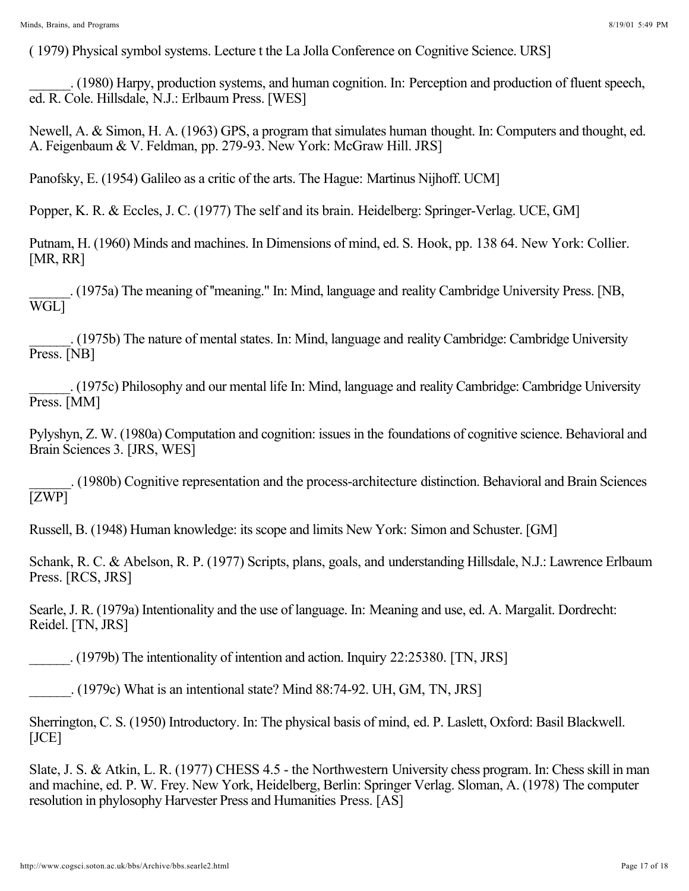( 1979) Physical symbol systems. Lecture t the La Jolla Conference on Cognitive Science. URS]

______. (1980) Harpy, production systems, and human cognition. In: Perception and production of fluent speech, ed. R. Cole. Hillsdale, N.J.: Erlbaum Press. [WES]

Newell, A. & Simon, H. A. (1963) GPS, a program that simulates human thought. In: Computers and thought, ed. A. Feigenbaum & V. Feldman, pp. 279-93. New York: McGraw Hill. JRS]

Panofsky, E. (1954) Galileo as a critic of the arts. The Hague: Martinus Nijhoff. UCM]

Popper, K. R. & Eccles, J. C. (1977) The self and its brain. Heidelberg: Springer-Verlag. UCE, GM]

Putnam, H. (1960) Minds and machines. In Dimensions of mind, ed. S. Hook, pp. 138 64. New York: Collier. [MR, RR]

______. (1975a) The meaning of "meaning." In: Mind, language and reality Cambridge University Press. [NB, WGL]

______. (1975b) The nature of mental states. In: Mind, language and reality Cambridge: Cambridge University Press. [NB]

______. (1975c) Philosophy and our mental life In: Mind, language and reality Cambridge: Cambridge University Press. [MM]

Pylyshyn, Z. W. (1980a) Computation and cognition: issues in the foundations of cognitive science. Behavioral and Brain Sciences 3. [JRS, WES]

______. (1980b) Cognitive representation and the process-architecture distinction. Behavioral and Brain Sciences [ZWP]

Russell, B. (1948) Human knowledge: its scope and limits New York: Simon and Schuster. [GM]

Schank, R. C. & Abelson, R. P. (1977) Scripts, plans, goals, and understanding Hillsdale, N.J.: Lawrence Erlbaum Press. [RCS, JRS]

Searle, J. R. (1979a) Intentionality and the use of language. In: Meaning and use, ed. A. Margalit. Dordrecht: Reidel. [TN, JRS]

______. (1979b) The intentionality of intention and action. Inquiry 22:25380. [TN, JRS]

______. (1979c) What is an intentional state? Mind 88:74-92. UH, GM, TN, JRS]

Sherrington, C. S. (1950) Introductory. In: The physical basis of mind, ed. P. Laslett, Oxford: Basil Blackwell. [JCE]

Slate, J. S. & Atkin, L. R. (1977) CHESS 4.5 - the Northwestern University chess program. In: Chess skill in man and machine, ed. P. W. Frey. New York, Heidelberg, Berlin: Springer Verlag. Sloman, A. (1978) The computer resolution in phylosophy Harvester Press and Humanities Press. [AS]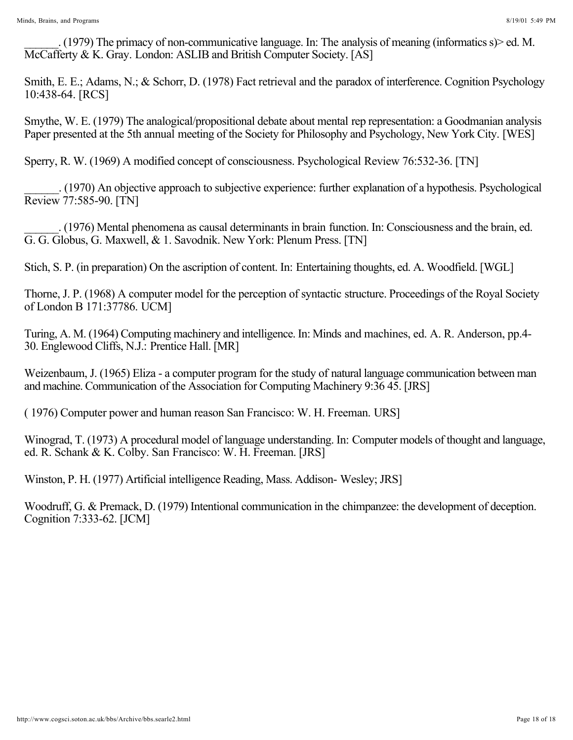______. (1979) The primacy of non-communicative language. In: The analysis of meaning (informatics s)> ed. M. McCafferty & K. Gray. London: ASLIB and British Computer Society. [AS]

Smith, E. E.; Adams, N.; & Schorr, D. (1978) Fact retrieval and the paradox of interference. Cognition Psychology 10:438-64. [RCS]

Smythe, W. E. (1979) The analogical/propositional debate about mental rep representation: a Goodmanian analysis Paper presented at the 5th annual meeting of the Society for Philosophy and Psychology, New York City. [WES]

Sperry, R. W. (1969) A modified concept of consciousness. Psychological Review 76:532-36. [TN]

______. (1970) An objective approach to subjective experience: further explanation of a hypothesis. Psychological Review 77:585-90. [TN]

______. (1976) Mental phenomena as causal determinants in brain function. In: Consciousness and the brain, ed. G. G. Globus, G. Maxwell, & 1. Savodnik. New York: Plenum Press. [TN]

Stich, S. P. (in preparation) On the ascription of content. In: Entertaining thoughts, ed. A. Woodfield. [WGL]

Thorne, J. P. (1968) A computer model for the perception of syntactic structure. Proceedings of the Royal Society of London B 171:37786. UCM]

Turing, A. M. (1964) Computing machinery and intelligence. In: Minds and machines, ed. A. R. Anderson, pp.4-30. Englewood Cliffs, N.J.: Prentice Hall. [MR]

Weizenbaum, J. (1965) Eliza - a computer program for the study of natural language communication between man and machine. Communication of the Association for Computing Machinery 9:36 45. [JRS]

( 1976) Computer power and human reason San Francisco: W. H. Freeman. URS]

Winograd, T. (1973) A procedural model of language understanding. In: Computer models of thought and language, ed. R. Schank & K. Colby. San Francisco: W. H. Freeman. [JRS]

Winston, P. H. (1977) Artificial intelligence Reading, Mass. Addison- Wesley; JRS]

Woodruff, G. & Premack, D. (1979) Intentional communication in the chimpanzee: the development of deception. Cognition 7:333-62. [JCM]